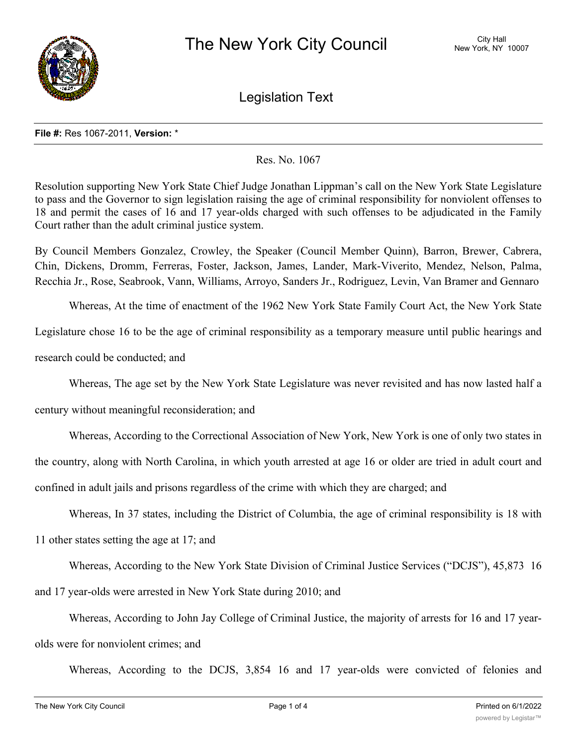# The New York City Council

City Hall
New York, NY 10007

## Legislation Text

**File #:** Res 1067-2011, **Version:** *

Res. No. 1067

Resolution supporting New York State Chief Judge Jonathan Lippman's call on the New York State Legislature to pass and the Governor to sign legislation raising the age of criminal responsibility for nonviolent offenses to 18 and permit the cases of 16 and 17 year-olds charged with such offenses to be adjudicated in the Family Court rather than the adult criminal justice system.

By Council Members Gonzalez, Crowley, the Speaker (Council Member Quinn), Barron, Brewer, Cabrera, Chin, Dickens, Dromm, Ferreras, Foster, Jackson, James, Lander, Mark-Viverito, Mendez, Nelson, Palma, Recchia Jr., Rose, Seabrook, Vann, Williams, Arroyo, Sanders Jr., Rodriguez, Levin, Van Bramer and Gennaro

Whereas, At the time of enactment of the 1962 New York State Family Court Act, the New York State Legislature chose 16 to be the age of criminal responsibility as a temporary measure until public hearings and research could be conducted; and

Whereas, The age set by the New York State Legislature was never revisited and has now lasted half a century without meaningful reconsideration; and

Whereas, According to the Correctional Association of New York, New York is one of only two states in the country, along with North Carolina, in which youth arrested at age 16 or older are tried in adult court and confined in adult jails and prisons regardless of the crime with which they are charged; and

Whereas, In 37 states, including the District of Columbia, the age of criminal responsibility is 18 with 11 other states setting the age at 17; and

Whereas, According to the New York State Division of Criminal Justice Services ("DCJS"), 45,873 16 and 17 year-olds were arrested in New York State during 2010; and

Whereas, According to John Jay College of Criminal Justice, the majority of arrests for 16 and 17 year-olds were for nonviolent crimes; and

Whereas, According to the DCJS, 3,854 16 and 17 year-olds were convicted of felonies and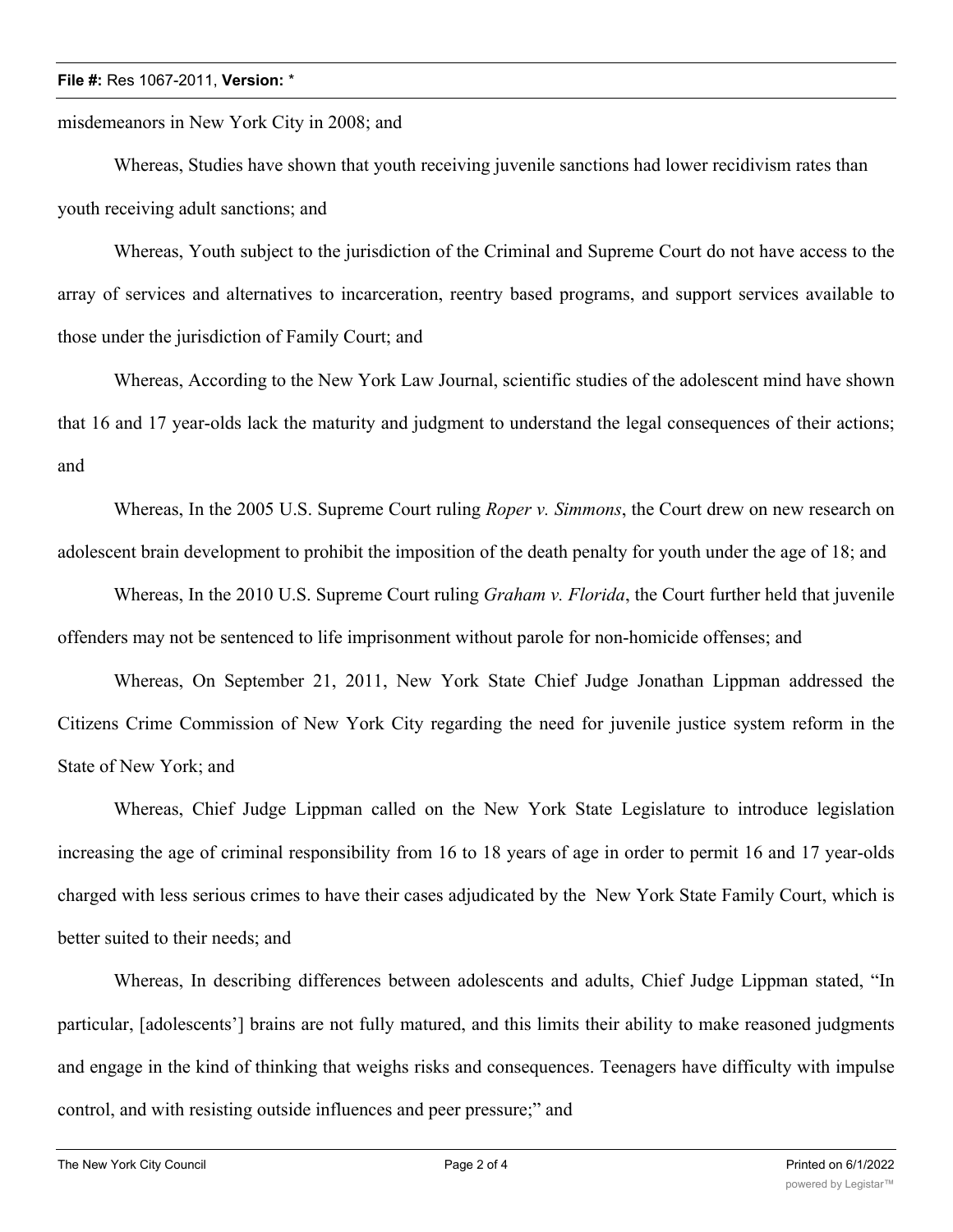misdemeanors in New York City in 2008; and

Whereas, Studies have shown that youth receiving juvenile sanctions had lower recidivism rates than youth receiving adult sanctions; and

Whereas, Youth subject to the jurisdiction of the Criminal and Supreme Court do not have access to the array of services and alternatives to incarceration, reentry based programs, and support services available to those under the jurisdiction of Family Court; and

Whereas, According to the New York Law Journal, scientific studies of the adolescent mind have shown that 16 and 17 year-olds lack the maturity and judgment to understand the legal consequences of their actions; and

Whereas, In the 2005 U.S. Supreme Court ruling *Roper v. Simmons*, the Court drew on new research on adolescent brain development to prohibit the imposition of the death penalty for youth under the age of 18; and

Whereas, In the 2010 U.S. Supreme Court ruling *Graham v. Florida*, the Court further held that juvenile offenders may not be sentenced to life imprisonment without parole for non-homicide offenses; and

Whereas, On September 21, 2011, New York State Chief Judge Jonathan Lippman addressed the Citizens Crime Commission of New York City regarding the need for juvenile justice system reform in the State of New York; and

Whereas, Chief Judge Lippman called on the New York State Legislature to introduce legislation increasing the age of criminal responsibility from 16 to 18 years of age in order to permit 16 and 17 year-olds charged with less serious crimes to have their cases adjudicated by the New York State Family Court, which is better suited to their needs; and

Whereas, In describing differences between adolescents and adults, Chief Judge Lippman stated, "In particular, [adolescents'] brains are not fully matured, and this limits their ability to make reasoned judgments and engage in the kind of thinking that weighs risks and consequences. Teenagers have difficulty with impulse control, and with resisting outside influences and peer pressure;" and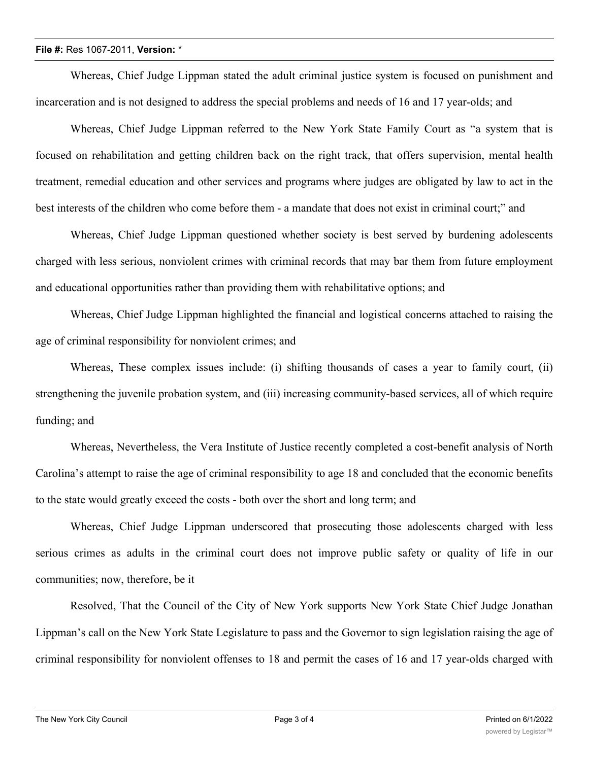Whereas, Chief Judge Lippman stated the adult criminal justice system is focused on punishment and incarceration and is not designed to address the special problems and needs of 16 and 17 year-olds; and

Whereas, Chief Judge Lippman referred to the New York State Family Court as "a system that is focused on rehabilitation and getting children back on the right track, that offers supervision, mental health treatment, remedial education and other services and programs where judges are obligated by law to act in the best interests of the children who come before them - a mandate that does not exist in criminal court;" and

Whereas, Chief Judge Lippman questioned whether society is best served by burdening adolescents charged with less serious, nonviolent crimes with criminal records that may bar them from future employment and educational opportunities rather than providing them with rehabilitative options; and

Whereas, Chief Judge Lippman highlighted the financial and logistical concerns attached to raising the age of criminal responsibility for nonviolent crimes; and

Whereas, These complex issues include: (i) shifting thousands of cases a year to family court, (ii) strengthening the juvenile probation system, and (iii) increasing community-based services, all of which require funding; and

Whereas, Nevertheless, the Vera Institute of Justice recently completed a cost-benefit analysis of North Carolina's attempt to raise the age of criminal responsibility to age 18 and concluded that the economic benefits to the state would greatly exceed the costs - both over the short and long term; and

Whereas, Chief Judge Lippman underscored that prosecuting those adolescents charged with less serious crimes as adults in the criminal court does not improve public safety or quality of life in our communities; now, therefore, be it

Resolved, That the Council of the City of New York supports New York State Chief Judge Jonathan Lippman's call on the New York State Legislature to pass and the Governor to sign legislation raising the age of criminal responsibility for nonviolent offenses to 18 and permit the cases of 16 and 17 year-olds charged with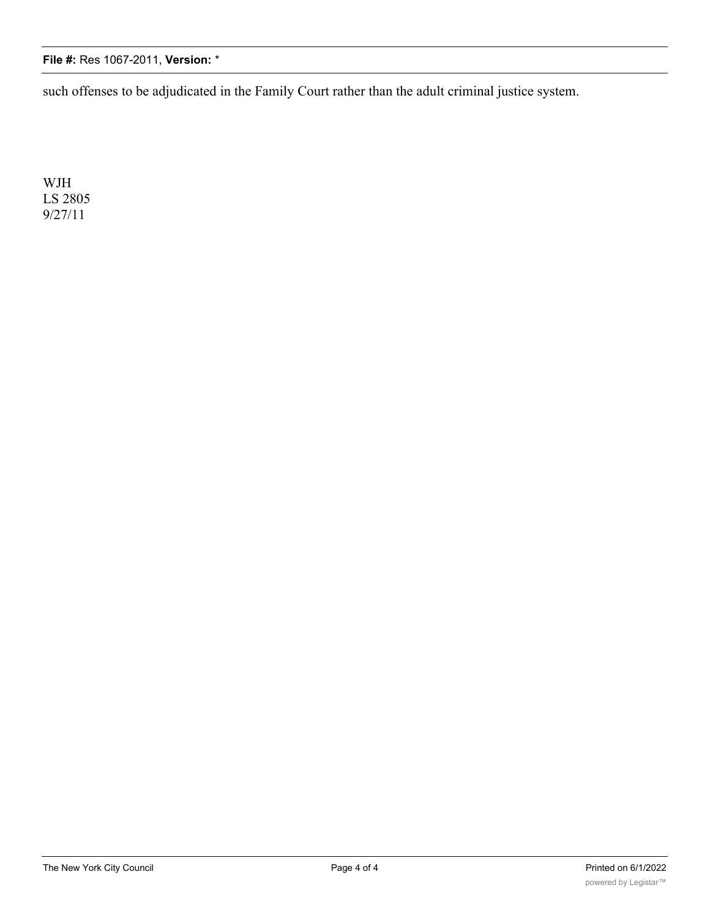such offenses to be adjudicated in the Family Court rather than the adult criminal justice system.

WJH
LS 2805
9/27/11